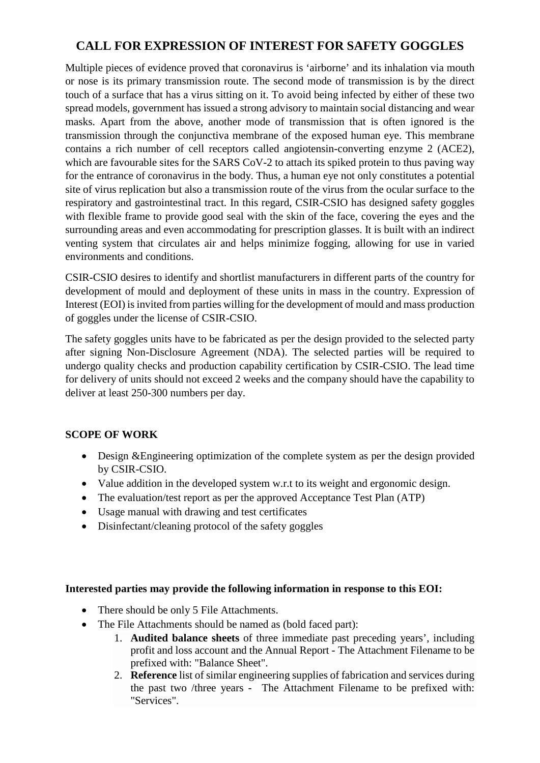# CALL FOR EXPRESSION OF INTEREST FOR SAFETY GOGGLES

Multiple pieces of evidence proved that coronavirus is 'airborne' and its inhalation via mouth or nose is its primary transmission route. The second mode of transmission is by the direct touch of a surface that has a virus sitting on it. To avoid being infected by either of these two spread models, government has issued a strong advisory to maintain social distancing and wear masks. Apart from the above, another mode of transmission that is often ignored is the transmission through the conjunctiva membrane of the exposed human eye. This membrane contains a rich number of cell receptors called angiotensin-converting enzyme 2 (ACE2), which are favourable sites for the SARS CoV-2 to attach its spiked protein to thus paving way for the entrance of coronavirus in the body. Thus, a human eye not only constitutes a potential site of virus replication but also a transmission route of the virus from the ocular surface to the respiratory and gastrointestinal tract. In this regard, CSIR-CSIO has designed safety goggles with flexible frame to provide good seal with the skin of the face, covering the eyes and the surrounding areas and even accommodating for prescription glasses. It is built with an indirect venting system that circulates air and helps minimize fogging, allowing for use in varied environments and conditions.

CSIR-CSIO desires to identify and shortlist manufacturers in different parts of the country for development of mould and deployment of these units in mass in the country. Expression of Interest (EOI) is invited from parties willing for the development of mould and mass production of goggles under the license of CSIR-CSIO.

The safety goggles units have to be fabricated as per the design provided to the selected party after signing Non-Disclosure Agreement (NDA). The selected parties will be required to undergo quality checks and production capability certification by CSIR-CSIO. The lead time for delivery of units should not exceed 2 weeks and the company should have the capability to deliver at least 250-300 numbers per day.

**SCOPE OF WORK**

- Design &Engineering optimization of the complete system as per the design provided by CSIR-CSIO.
- Value addition in the developed system w.r.t to its weight and ergonomic design.
- The evaluation/test report as per the approved Acceptance Test Plan (ATP)
- Usage manual with drawing and test certificates
- Disinfectant/cleaning protocol of the safety goggles

**Interested parties may provide the following information in response to this EOI:**

- There should be only 5 File Attachments.
- The File Attachments should be named as (bold faced part):
  1. **Audited balance sheets** of three immediate past preceding years', including profit and loss account and the Annual Report - The Attachment Filename to be prefixed with: "Balance Sheet".
  2. **Reference** list of similar engineering supplies of fabrication and services during the past two /three years - The Attachment Filename to be prefixed with: "Services".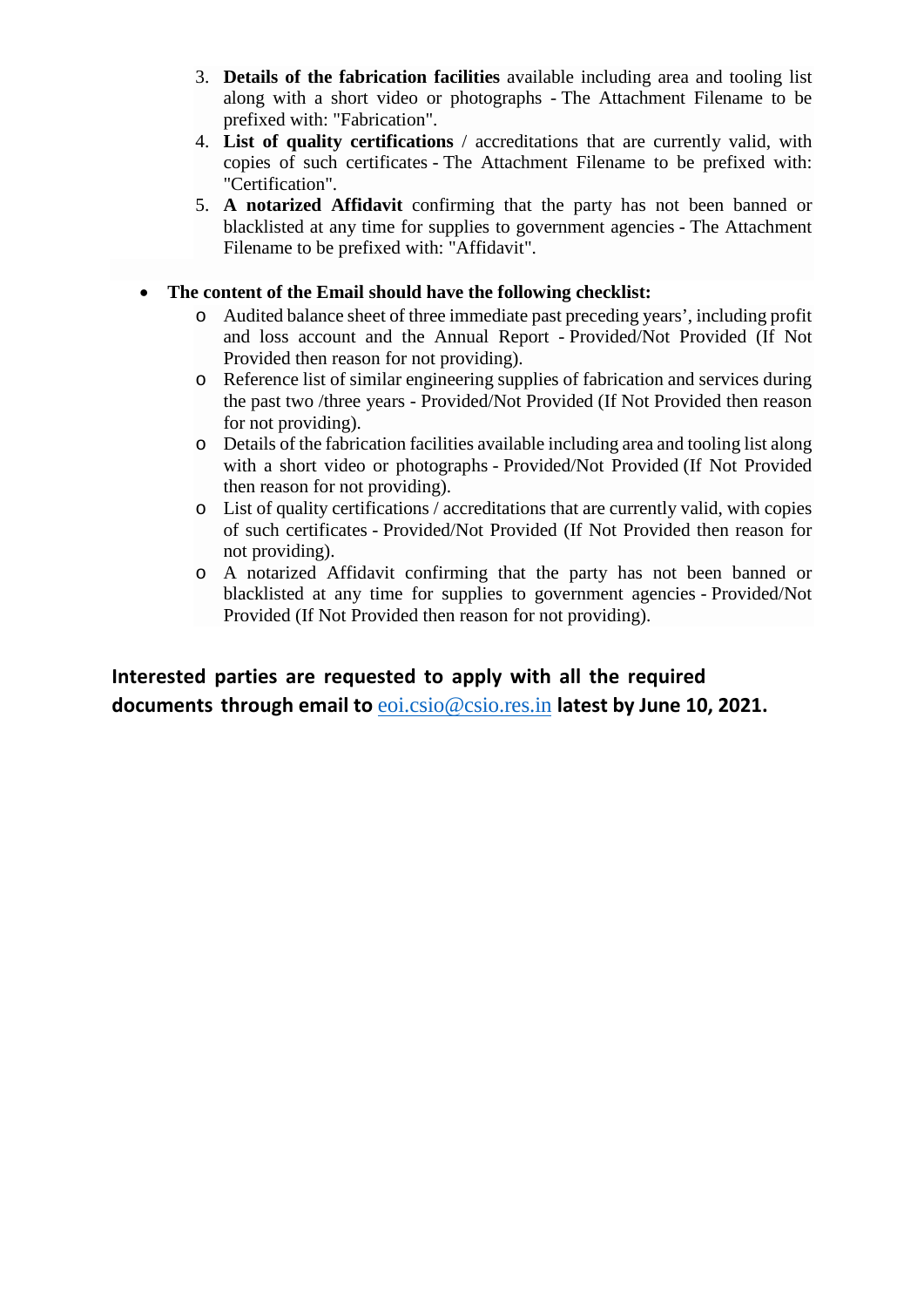3. **Details of the fabrication facilities** available including area and tooling list along with a short video or photographs - The Attachment Filename to be prefixed with: "Fabrication".
4. **List of quality certifications** / accreditations that are currently valid, with copies of such certificates - The Attachment Filename to be prefixed with: "Certification".
5. **A notarized Affidavit** confirming that the party has not been banned or blacklisted at any time for supplies to government agencies - The Attachment Filename to be prefixed with: "Affidavit".

- **The content of the Email should have the following checklist:**
  - Audited balance sheet of three immediate past preceding years', including profit and loss account and the Annual Report - Provided/Not Provided (If Not Provided then reason for not providing).
  - Reference list of similar engineering supplies of fabrication and services during the past two /three years - Provided/Not Provided (If Not Provided then reason for not providing).
  - Details of the fabrication facilities available including area and tooling list along with a short video or photographs - Provided/Not Provided (If Not Provided then reason for not providing).
  - List of quality certifications / accreditations that are currently valid, with copies of such certificates - Provided/Not Provided (If Not Provided then reason for not providing).
  - A notarized Affidavit confirming that the party has not been banned or blacklisted at any time for supplies to government agencies - Provided/Not Provided (If Not Provided then reason for not providing).

**Interested parties are requested to apply with all the required documents through email to** eoi.csio@csio.res.in **latest by June 10, 2021.**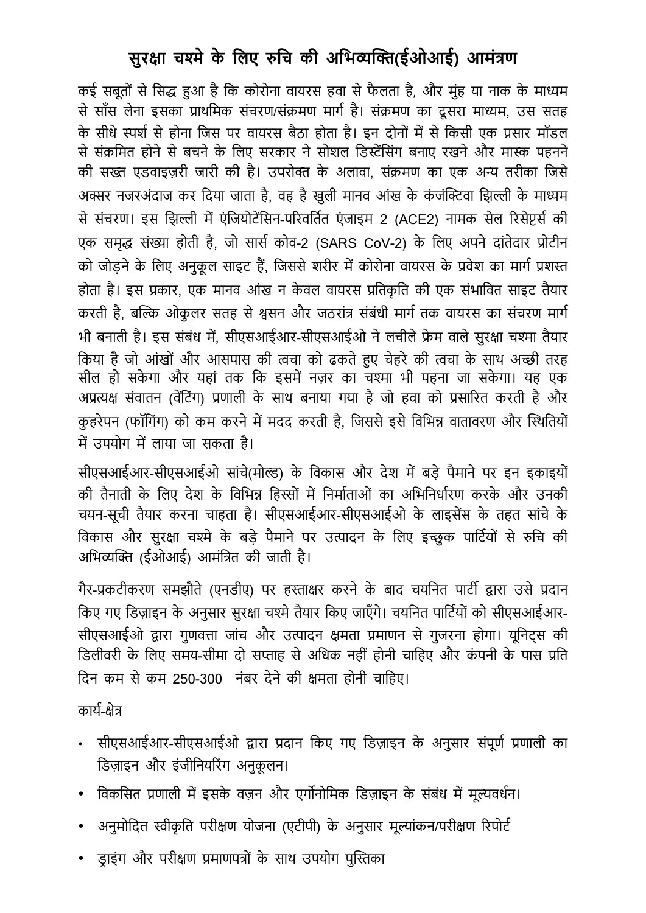# सुरक्षा चश्मे के लिए रुचि की अभिव्यक्ति(ईओआई) आमंत्रण

कई सबूतों से सिद्ध हुआ है कि कोरोना वायरस हवा से फैलता है, और मुंह या नाक के माध्यम से साँस लेना इसका प्राथमिक संचरण/संक्रमण मार्ग है। संक्रमण का दूसरा माध्यम, उस सतह के सीधे स्पर्श से होना जिस पर वायरस बैठा होता है। इन दोनों में से किसी एक प्रसार मॉडल से संक्रमित होने से बचने के लिए सरकार ने सोशल डिस्टेंसिंग बनाए रखने और मास्क पहनने की सख्त एडवाइज़री जारी की है। उपरोक्त के अलावा, संक्रमण का एक अन्य तरीका जिसे अक्सर नजरअंदाज कर दिया जाता है, वह है खुली मानव आंख के कंजंक्टिवा झिल्ली के माध्यम से संचरण। इस झिल्ली में एंजियोटेंसिन-परिवर्तित एंजाइम 2 (ACE2) नामक सेल रिसेप्टर्स की एक समृद्ध संख्या होती है, जो सार्स कोव-2 (SARS CoV-2) के लिए अपने दांतेदार प्रोटीन को जोड़ने के लिए अनुकूल साइट हैं, जिससे शरीर में कोरोना वायरस के प्रवेश का मार्ग प्रशस्त होता है। इस प्रकार, एक मानव आंख न केवल वायरस प्रतिकृति की एक संभावित साइट तैयार करती है, बल्कि ओकुलर सतह से श्वसन और जठरांत्र संबंधी मार्ग तक वायरस का संचरण मार्ग भी बनाती है। इस संबंध में, सीएसआईआर-सीएसआईओ ने लचीले फ्रेम वाले सुरक्षा चश्मा तैयार किया है जो आंखों और आसपास की त्वचा को ढकते हुए चेहरे की त्वचा के साथ अच्छी तरह सील हो सकेगा और यहां तक कि इसमें नज़र का चश्मा भी पहना जा सकेगा। यह एक अप्रत्यक्ष संवातन (वेंटिंग) प्रणाली के साथ बनाया गया है जो हवा को प्रसारित करती है और कुहरेपन (फॉगिंग) को कम करने में मदद करती है, जिससे इसे विभिन्न वातावरण और स्थितियों में उपयोग में लाया जा सकता है।

सीएसआईआर-सीएसआईओ सांचे(मोल्ड) के विकास और देश में बड़े पैमाने पर इन इकाइयों की तैनाती के लिए देश के विभिन्न हिस्सों में निर्माताओं का अभिनिर्धारण करके और उनकी चयन-सूची तैयार करना चाहता है। सीएसआईआर-सीएसआईओ के लाइसेंस के तहत सांचे के विकास और सुरक्षा चश्मे के बड़े पैमाने पर उत्पादन के लिए इच्छुक पार्टियों से रुचि की अभिव्यक्ति (ईओआई) आमंत्रित की जाती है।

गैर-प्रकटीकरण समझौते (एनडीए) पर हस्ताक्षर करने के बाद चयनित पार्टी द्वारा उसे प्रदान किए गए डिज़ाइन के अनुसार सुरक्षा चश्मे तैयार किए जाएँगे। चयनित पार्टियों को सीएसआईआर-सीएसआईओ द्वारा गुणवत्ता जांच और उत्पादन क्षमता प्रमाणन से गुजरना होगा। यूनिट्स की डिलीवरी के लिए समय-सीमा दो सप्ताह से अधिक नहीं होनी चाहिए और कंपनी के पास प्रति दिन कम से कम 250-300 नंबर देने की क्षमता होनी चाहिए।

कार्य-क्षेत्र

- सीएसआईआर-सीएसआईओ द्वारा प्रदान किए गए डिज़ाइन के अनुसार संपूर्ण प्रणाली का डिज़ाइन और इंजीनियरिंग अनुकूलन।
- विकसित प्रणाली में इसके वज़न और एर्गोनोमिक डिज़ाइन के संबंध में मूल्यवर्धन।
- अनुमोदित स्वीकृति परीक्षण योजना (एटीपी) के अनुसार मूल्यांकन/परीक्षण रिपोर्ट
- ड्राइंग और परीक्षण प्रमाणपत्रों के साथ उपयोग पुस्तिका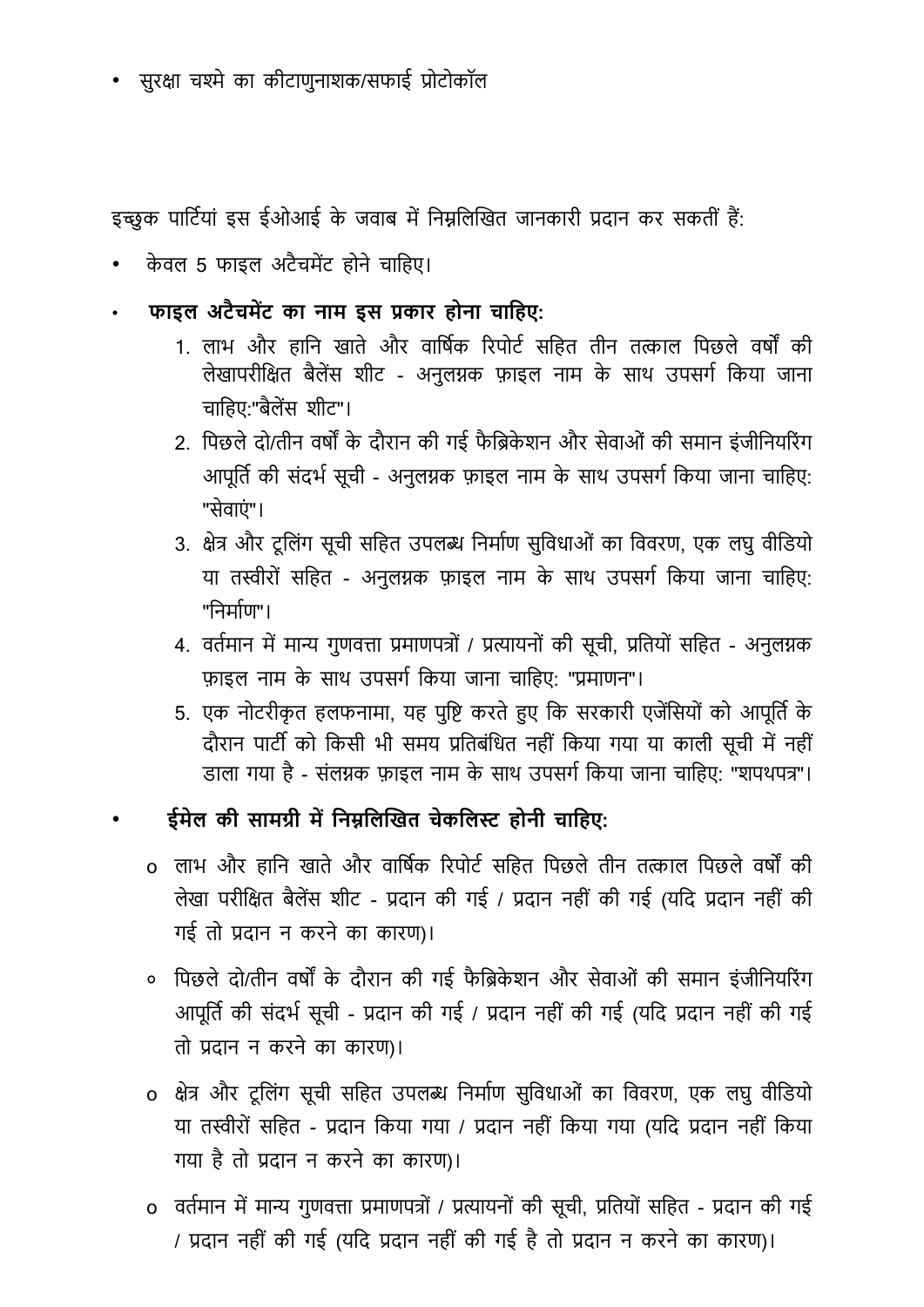- सुरक्षा चश्मे का कीटाणुनाशक/सफाई प्रोटोकॉल

इच्छुक पार्टियां इस ईओआई के जवाब में निम्नलिखित जानकारी प्रदान कर सकतीं हैं:

- केवल 5 फाइल अटैचमेंट होने चाहिए।
- **फाइल अटैचमेंट का नाम इस प्रकार होना चाहिए:**
  1. लाभ और हानि खाते और वार्षिक रिपोर्ट सहित तीन तत्काल पिछले वर्षों की लेखापरीक्षित बैलेंस शीट - अनुलग्नक फ़ाइल नाम के साथ उपसर्ग किया जाना चाहिए:"बैलेंस शीट"।
  2. पिछले दो/तीन वर्षों के दौरान की गई फैब्रिकेशन और सेवाओं की समान इंजीनियरिंग आपूर्ति की संदर्भ सूची - अनुलग्नक फ़ाइल नाम के साथ उपसर्ग किया जाना चाहिए: "सेवाएं"।
  3. क्षेत्र और टूलिंग सूची सहित उपलब्ध निर्माण सुविधाओं का विवरण, एक लघु वीडियो या तस्वीरों सहित - अनुलग्नक फ़ाइल नाम के साथ उपसर्ग किया जाना चाहिए: "निर्माण"।
  4. वर्तमान में मान्य गुणवत्ता प्रमाणपत्रों / प्रत्यायनों की सूची, प्रतियों सहित - अनुलग्नक फ़ाइल नाम के साथ उपसर्ग किया जाना चाहिए: "प्रमाणन"।
  5. एक नोटरीकृत हलफनामा, यह पुष्टि करते हुए कि सरकारी एजेंसियों को आपूर्ति के दौरान पार्टी को किसी भी समय प्रतिबंधित नहीं किया गया या काली सूची में नहीं डाला गया है - संलग्नक फ़ाइल नाम के साथ उपसर्ग किया जाना चाहिए: "शपथपत्र"।
- **ईमेल की सामग्री में निम्नलिखित चेकलिस्ट होनी चाहिए:**
  - लाभ और हानि खाते और वार्षिक रिपोर्ट सहित पिछले तीन तत्काल पिछले वर्षों की लेखा परीक्षित बैलेंस शीट - प्रदान की गई / प्रदान नहीं की गई (यदि प्रदान नहीं की गई तो प्रदान न करने का कारण)।
  - पिछले दो/तीन वर्षों के दौरान की गई फैब्रिकेशन और सेवाओं की समान इंजीनियरिंग आपूर्ति की संदर्भ सूची - प्रदान की गई / प्रदान नहीं की गई (यदि प्रदान नहीं की गई तो प्रदान न करने का कारण)।
  - क्षेत्र और टूलिंग सूची सहित उपलब्ध निर्माण सुविधाओं का विवरण, एक लघु वीडियो या तस्वीरों सहित - प्रदान किया गया / प्रदान नहीं किया गया (यदि प्रदान नहीं किया गया है तो प्रदान न करने का कारण)।
  - वर्तमान में मान्य गुणवत्ता प्रमाणपत्रों / प्रत्यायनों की सूची, प्रतियों सहित - प्रदान की गई / प्रदान नहीं की गई (यदि प्रदान नहीं की गई है तो प्रदान न करने का कारण)।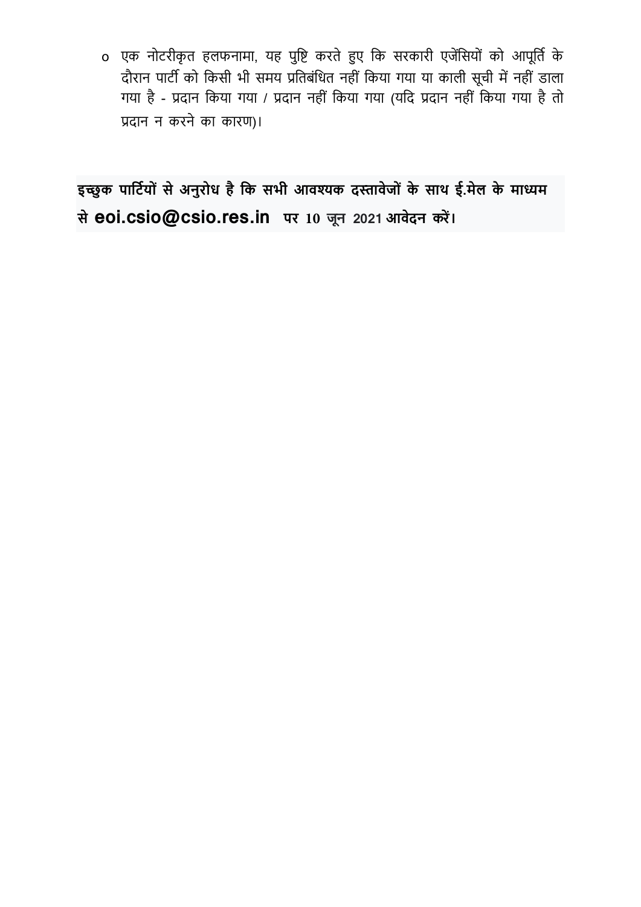- एक नोटरीकृत हलफनामा, यह पुष्टि करते हुए कि सरकारी एजेंसियों को आपूर्ति के दौरान पार्टी को किसी भी समय प्रतिबंधित नहीं किया गया या काली सूची में नहीं डाला गया है - प्रदान किया गया / प्रदान नहीं किया गया (यदि प्रदान नहीं किया गया है तो प्रदान न करने का कारण)।

**इच्छुक पार्टियों से अनुरोध है कि सभी आवश्यक दस्तावेजों के साथ ई.मेल के माध्यम से eoi.csio@csio.res.in पर 10 जून 2021 आवेदन करें।**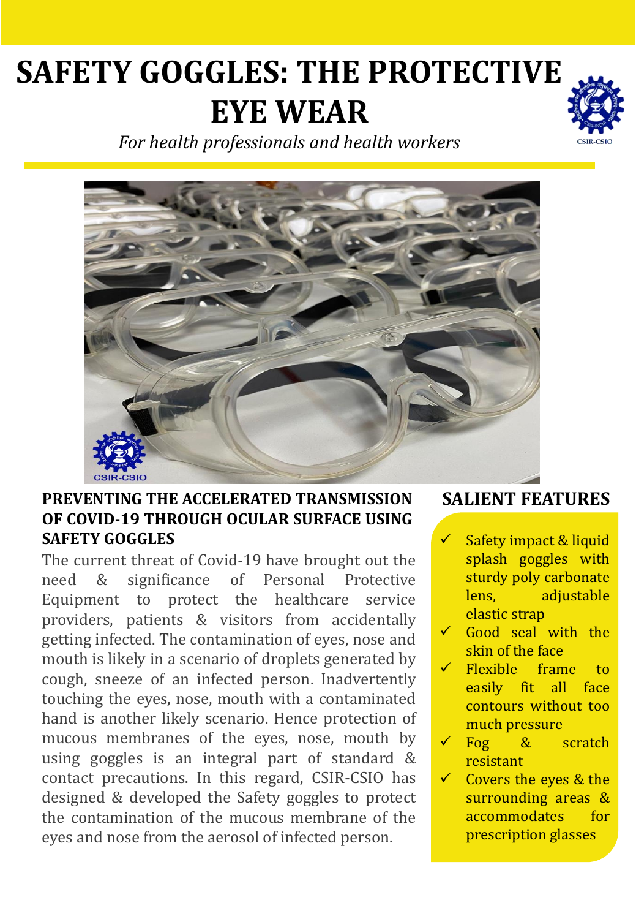# SAFETY GOGGLES: THE PROTECTIVE EYE WEAR

*For health professionals and health workers*

## PREVENTING THE ACCELERATED TRANSMISSION OF COVID-19 THROUGH OCULAR SURFACE USING SAFETY GOGGLES

The current threat of Covid-19 have brought out the need & significance of Personal Protective Equipment to protect the healthcare service providers, patients & visitors from accidentally getting infected. The contamination of eyes, nose and mouth is likely in a scenario of droplets generated by cough, sneeze of an infected person. Inadvertently touching the eyes, nose, mouth with a contaminated hand is another likely scenario. Hence protection of mucous membranes of the eyes, nose, mouth by using goggles is an integral part of standard & contact precautions. In this regard, CSIR-CSIO has designed & developed the Safety goggles to protect the contamination of the mucous membrane of the eyes and nose from the aerosol of infected person.

## SALIENT FEATURES

- ✓ Safety impact & liquid splash goggles with sturdy poly carbonate lens, adjustable elastic strap
- ✓ Good seal with the skin of the face
- ✓ Flexible frame to easily fit all face contours without too much pressure
- ✓ Fog & scratch resistant
- ✓ Covers the eyes & the surrounding areas & accommodates for prescription glasses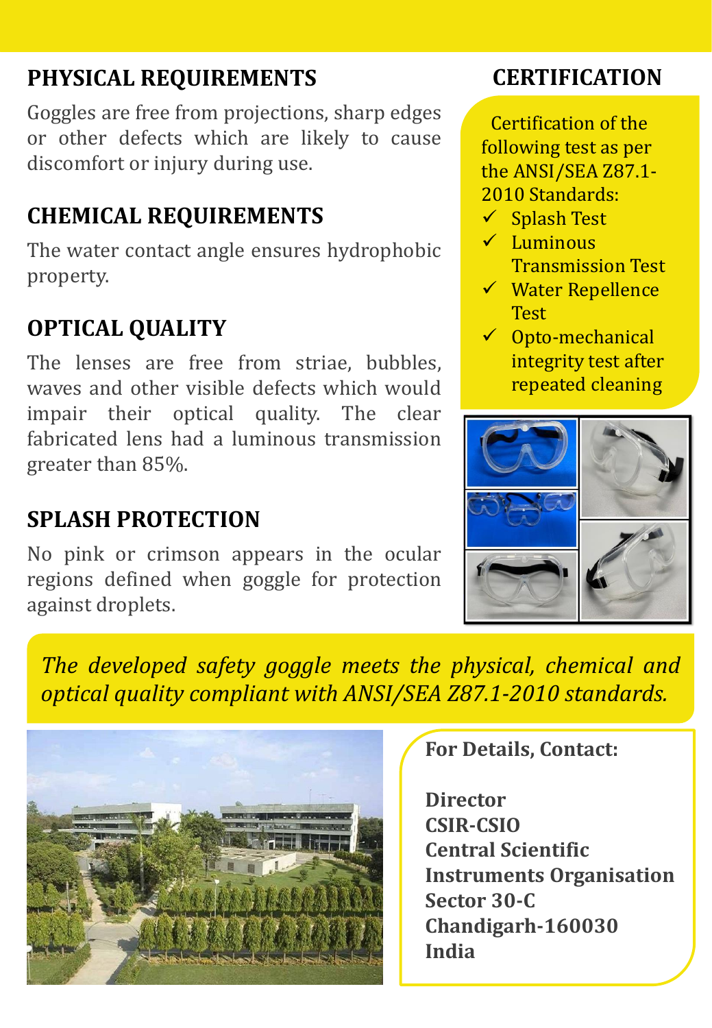## PHYSICAL REQUIREMENTS

Goggles are free from projections, sharp edges or other defects which are likely to cause discomfort or injury during use.

## CHEMICAL REQUIREMENTS

The water contact angle ensures hydrophobic property.

## OPTICAL QUALITY

The lenses are free from striae, bubbles, waves and other visible defects which would impair their optical quality. The clear fabricated lens had a luminous transmission greater than 85%.

## SPLASH PROTECTION

No pink or crimson appears in the ocular regions defined when goggle for protection against droplets.

## CERTIFICATION

Certification of the following test as per the ANSI/SEA Z87.1-2010 Standards:

- ✓ Splash Test
- ✓ Luminous Transmission Test
- ✓ Water Repellence Test
- ✓ Opto-mechanical integrity test after repeated cleaning

*The developed safety goggle meets the physical, chemical and optical quality compliant with ANSI/SEA Z87.1-2010 standards.*

**For Details, Contact:**

**Director**
**CSIR-CSIO**
**Central Scientific Instruments Organisation**
**Sector 30-C**
**Chandigarh-160030**
**India**